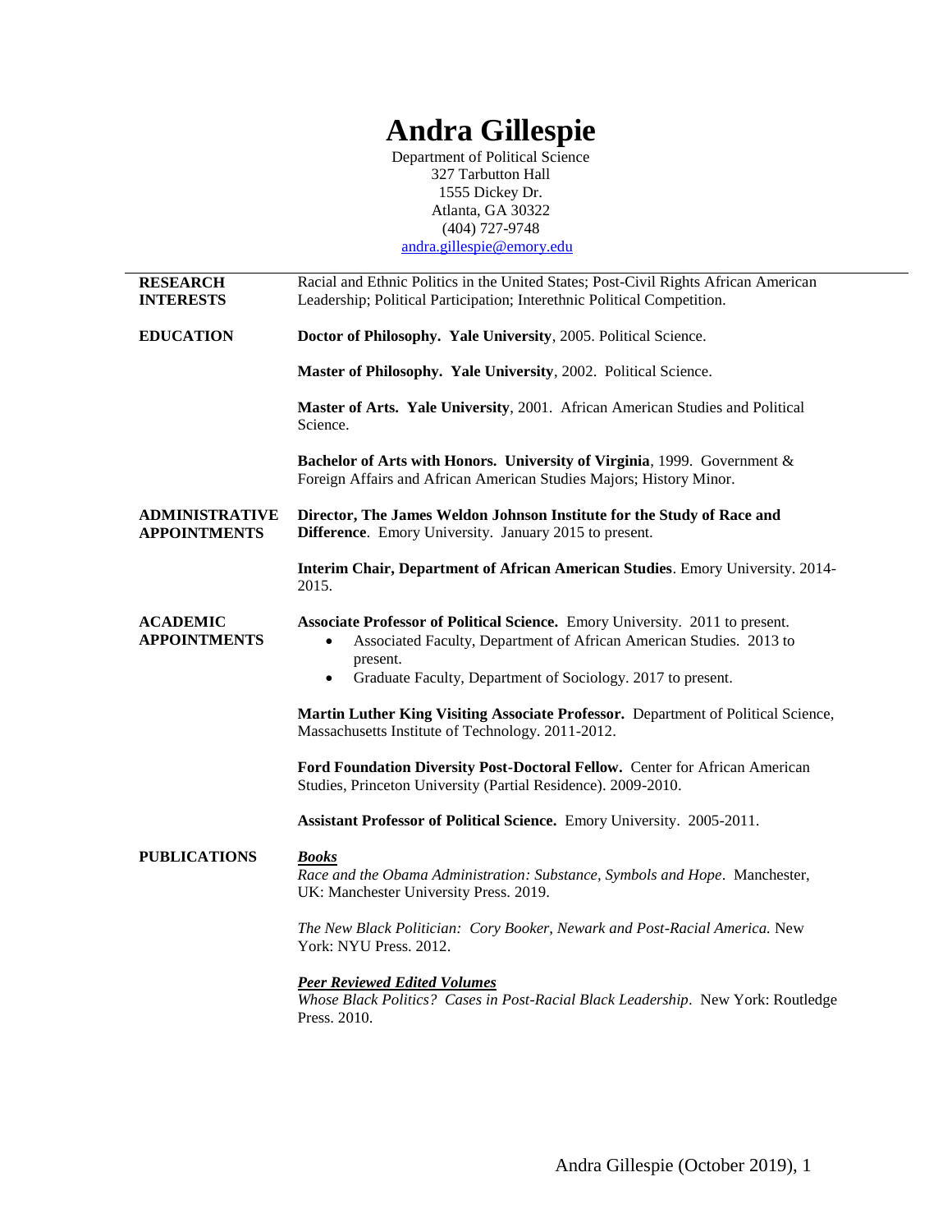# Andra Gillespie

Department of Political Science
327 Tarbutton Hall
1555 Dickey Dr.
Atlanta, GA 30322
(404) 727-9748
andra.gillespie@emory.edu

---

## RESEARCH INTERESTS

Racial and Ethnic Politics in the United States; Post-Civil Rights African American Leadership; Political Participation; Interethnic Political Competition.

## EDUCATION

**Doctor of Philosophy. Yale University**, 2005. Political Science.

**Master of Philosophy. Yale University**, 2002. Political Science.

**Master of Arts. Yale University**, 2001. African American Studies and Political Science.

**Bachelor of Arts with Honors. University of Virginia**, 1999. Government & Foreign Affairs and African American Studies Majors; History Minor.

## ADMINISTRATIVE APPOINTMENTS

**Director, The James Weldon Johnson Institute for the Study of Race and Difference**. Emory University. January 2015 to present.

**Interim Chair, Department of African American Studies**. Emory University. 2014-2015.

## ACADEMIC APPOINTMENTS

**Associate Professor of Political Science.** Emory University. 2011 to present.

- Associated Faculty, Department of African American Studies. 2013 to present.
- Graduate Faculty, Department of Sociology. 2017 to present.

**Martin Luther King Visiting Associate Professor.** Department of Political Science, Massachusetts Institute of Technology. 2011-2012.

**Ford Foundation Diversity Post-Doctoral Fellow.** Center for African American Studies, Princeton University (Partial Residence). 2009-2010.

**Assistant Professor of Political Science.** Emory University. 2005-2011.

## PUBLICATIONS

***Books***

*Race and the Obama Administration: Substance, Symbols and Hope*. Manchester, UK: Manchester University Press. 2019.

*The New Black Politician: Cory Booker, Newark and Post-Racial America.* New York: NYU Press. 2012.

***Peer Reviewed Edited Volumes***

*Whose Black Politics? Cases in Post-Racial Black Leadership*. New York: Routledge Press. 2010.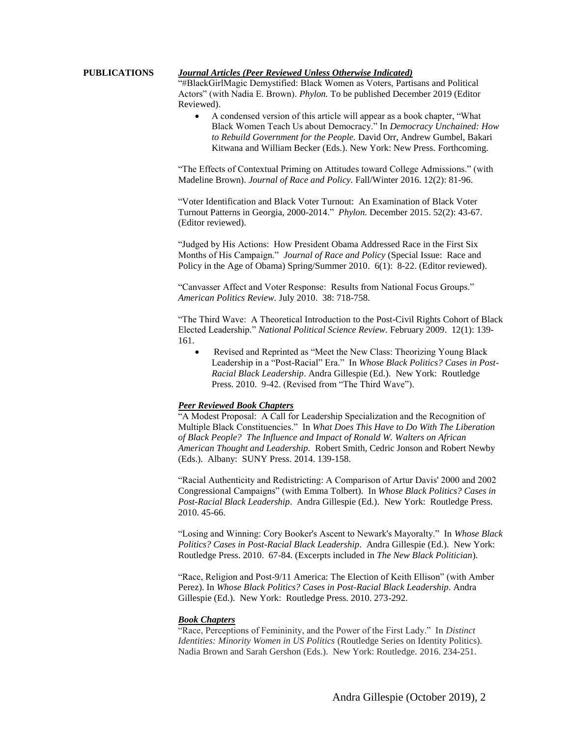**PUBLICATIONS**

### *Journal Articles (Peer Reviewed Unless Otherwise Indicated)*

"#BlackGirlMagic Demystified: Black Women as Voters, Partisans and Political Actors" (with Nadia E. Brown). *Phylon.* To be published December 2019 (Editor Reviewed).

- A condensed version of this article will appear as a book chapter, "What Black Women Teach Us about Democracy." In *Democracy Unchained: How to Rebuild Government for the People.* David Orr, Andrew Gumbel, Bakari Kitwana and William Becker (Eds.). New York: New Press. Forthcoming.

"The Effects of Contextual Priming on Attitudes toward College Admissions." (with Madeline Brown). *Journal of Race and Policy.* Fall/Winter 2016. 12(2): 81-96.

"Voter Identification and Black Voter Turnout: An Examination of Black Voter Turnout Patterns in Georgia, 2000-2014." *Phylon.* December 2015. 52(2): 43-67. (Editor reviewed).

"Judged by His Actions: How President Obama Addressed Race in the First Six Months of His Campaign." *Journal of Race and Policy* (Special Issue: Race and Policy in the Age of Obama) Spring/Summer 2010. 6(1): 8-22. (Editor reviewed).

"Canvasser Affect and Voter Response: Results from National Focus Groups." *American Politics Review.* July 2010. 38: 718-758.

"The Third Wave: A Theoretical Introduction to the Post-Civil Rights Cohort of Black Elected Leadership." *National Political Science Review.* February 2009. 12(1): 139-161.

- Revised and Reprinted as "Meet the New Class: Theorizing Young Black Leadership in a "Post-Racial" Era." In *Whose Black Politics? Cases in Post-Racial Black Leadership*. Andra Gillespie (Ed.). New York: Routledge Press. 2010. 9-42. (Revised from "The Third Wave").

### *Peer Reviewed Book Chapters*

"A Modest Proposal: A Call for Leadership Specialization and the Recognition of Multiple Black Constituencies." In *What Does This Have to Do With The Liberation of Black People? The Influence and Impact of Ronald W. Walters on African American Thought and Leadership*. Robert Smith, Cedric Jonson and Robert Newby (Eds.). Albany: SUNY Press. 2014. 139-158.

"Racial Authenticity and Redistricting: A Comparison of Artur Davis' 2000 and 2002 Congressional Campaigns" (with Emma Tolbert). In *Whose Black Politics? Cases in Post-Racial Black Leadership*. Andra Gillespie (Ed.). New York: Routledge Press. 2010. 45-66.

"Losing and Winning: Cory Booker's Ascent to Newark's Mayoralty." In *Whose Black Politics? Cases in Post-Racial Black Leadership*. Andra Gillespie (Ed.). New York: Routledge Press. 2010. 67-84. (Excerpts included in *The New Black Politician*).

"Race, Religion and Post-9/11 America: The Election of Keith Ellison" (with Amber Perez). In *Whose Black Politics? Cases in Post-Racial Black Leadership*. Andra Gillespie (Ed.). New York: Routledge Press. 2010. 273-292.

### *Book Chapters*

"Race, Perceptions of Femininity, and the Power of the First Lady." In *Distinct Identities: Minority Women in US Politics* (Routledge Series on Identity Politics). Nadia Brown and Sarah Gershon (Eds.). New York: Routledge. 2016. 234-251.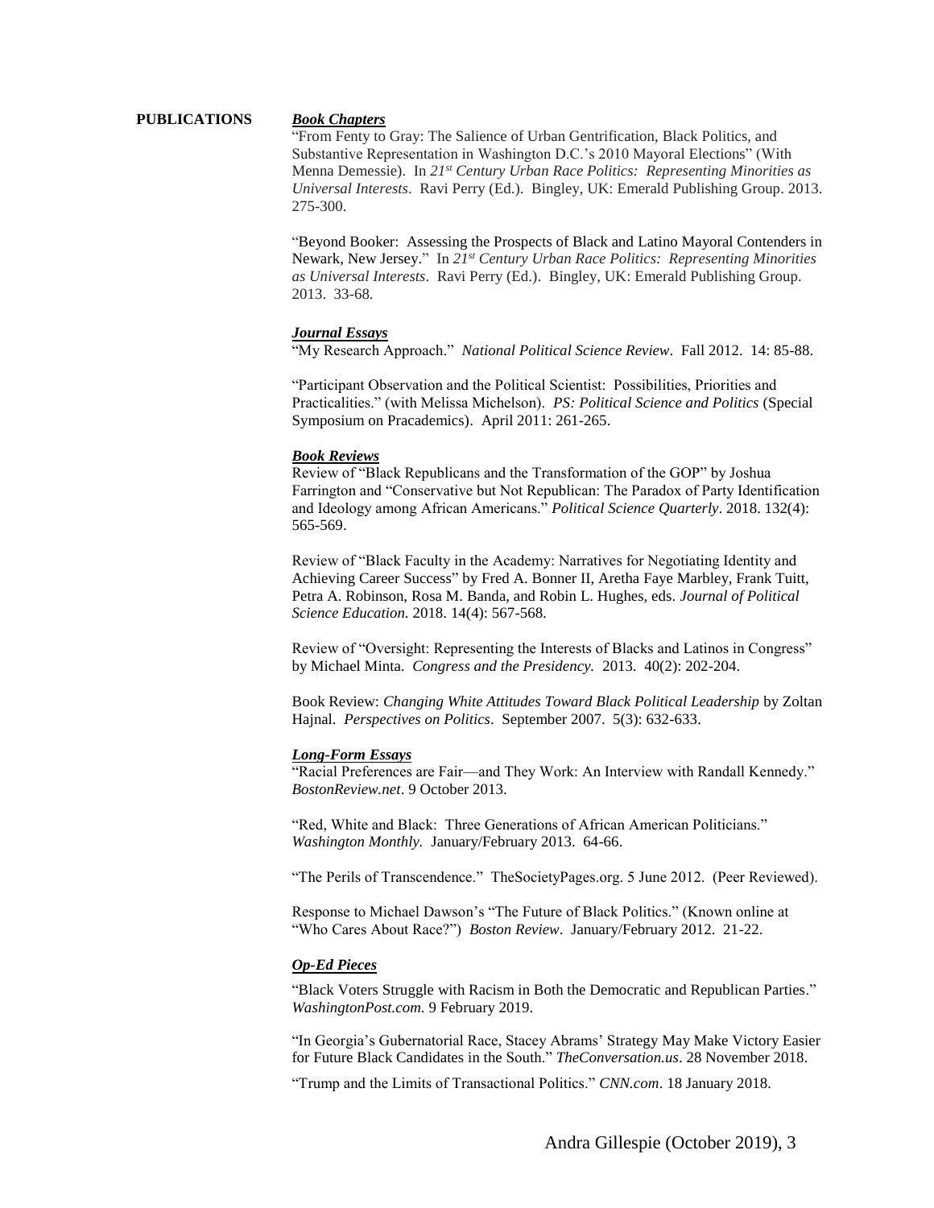## PUBLICATIONS

### *Book Chapters*

"From Fenty to Gray: The Salience of Urban Gentrification, Black Politics, and Substantive Representation in Washington D.C.'s 2010 Mayoral Elections" (With Menna Demessie). In *21st Century Urban Race Politics: Representing Minorities as Universal Interests*. Ravi Perry (Ed.). Bingley, UK: Emerald Publishing Group. 2013. 275-300.

"Beyond Booker: Assessing the Prospects of Black and Latino Mayoral Contenders in Newark, New Jersey." In *21st Century Urban Race Politics: Representing Minorities as Universal Interests*. Ravi Perry (Ed.). Bingley, UK: Emerald Publishing Group. 2013. 33-68.

### *Journal Essays*

"My Research Approach." *National Political Science Review*. Fall 2012. 14: 85-88.

"Participant Observation and the Political Scientist: Possibilities, Priorities and Practicalities." (with Melissa Michelson). *PS: Political Science and Politics* (Special Symposium on Pracademics). April 2011: 261-265.

### *Book Reviews*

Review of "Black Republicans and the Transformation of the GOP" by Joshua Farrington and "Conservative but Not Republican: The Paradox of Party Identification and Ideology among African Americans." *Political Science Quarterly*. 2018. 132(4): 565-569.

Review of "Black Faculty in the Academy: Narratives for Negotiating Identity and Achieving Career Success" by Fred A. Bonner II, Aretha Faye Marbley, Frank Tuitt, Petra A. Robinson, Rosa M. Banda, and Robin L. Hughes, eds. *Journal of Political Science Education.* 2018. 14(4): 567-568.

Review of "Oversight: Representing the Interests of Blacks and Latinos in Congress" by Michael Minta. *Congress and the Presidency.* 2013. 40(2): 202-204.

Book Review: *Changing White Attitudes Toward Black Political Leadership* by Zoltan Hajnal. *Perspectives on Politics*. September 2007. 5(3): 632-633.

### *Long-Form Essays*

"Racial Preferences are Fair—and They Work: An Interview with Randall Kennedy." *BostonReview.net*. 9 October 2013.

"Red, White and Black: Three Generations of African American Politicians." *Washington Monthly.* January/February 2013. 64-66.

"The Perils of Transcendence." TheSocietyPages.org. 5 June 2012. (Peer Reviewed).

Response to Michael Dawson's "The Future of Black Politics." (Known online at "Who Cares About Race?") *Boston Review*. January/February 2012. 21-22.

### *Op-Ed Pieces*

"Black Voters Struggle with Racism in Both the Democratic and Republican Parties." *WashingtonPost.com.* 9 February 2019.

"In Georgia's Gubernatorial Race, Stacey Abrams' Strategy May Make Victory Easier for Future Black Candidates in the South." *TheConversation.us*. 28 November 2018.

"Trump and the Limits of Transactional Politics." *CNN.com*. 18 January 2018.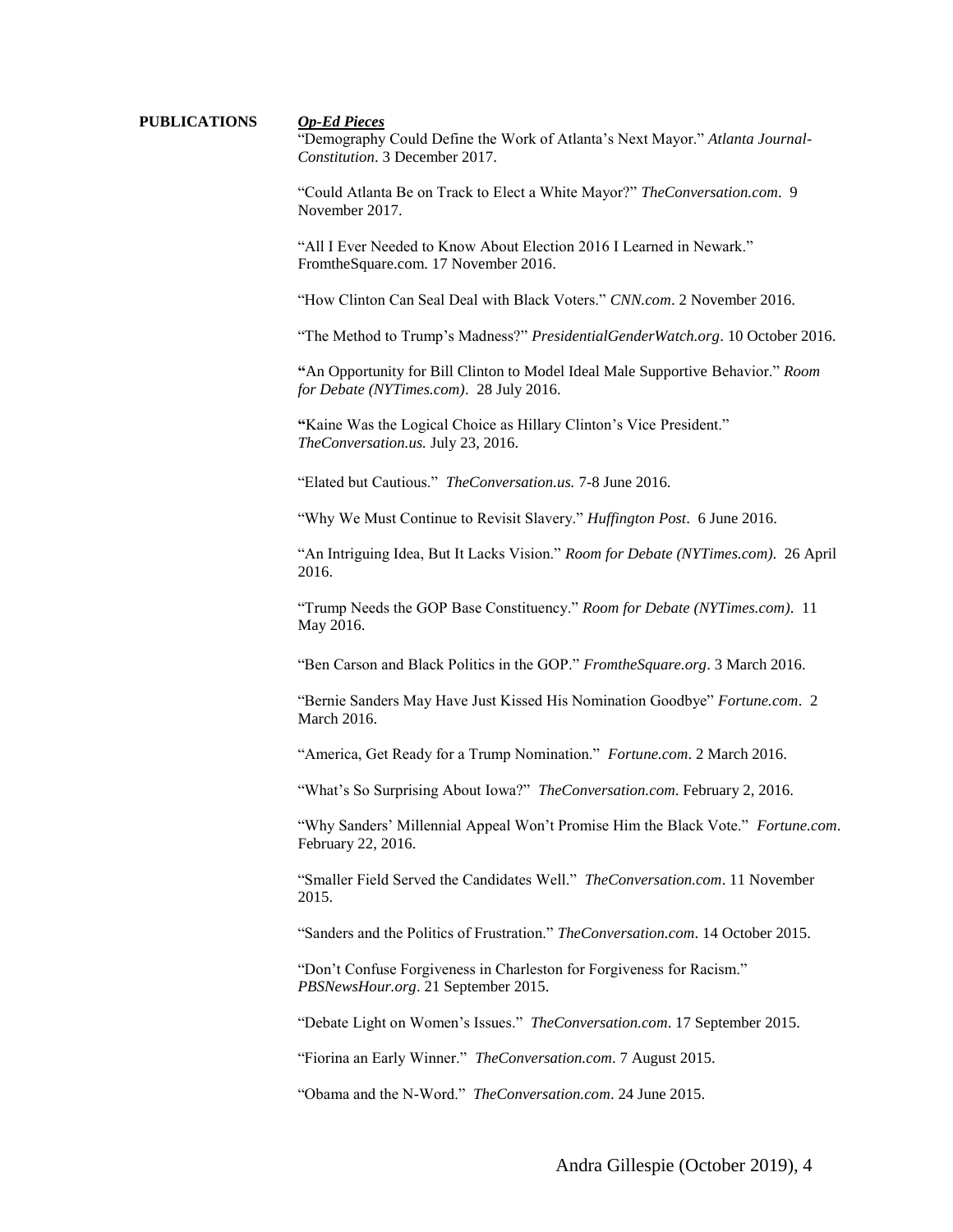**PUBLICATIONS**

***Op-Ed Pieces***

"Demography Could Define the Work of Atlanta's Next Mayor." *Atlanta Journal-Constitution*. 3 December 2017.

"Could Atlanta Be on Track to Elect a White Mayor?" *TheConversation.com*. 9 November 2017.

"All I Ever Needed to Know About Election 2016 I Learned in Newark." FromtheSquare.com. 17 November 2016.

"How Clinton Can Seal Deal with Black Voters." *CNN.com*. 2 November 2016.

"The Method to Trump's Madness?" *PresidentialGenderWatch.org*. 10 October 2016.

"An Opportunity for Bill Clinton to Model Ideal Male Supportive Behavior." *Room for Debate (NYTimes.com)*. 28 July 2016.

"Kaine Was the Logical Choice as Hillary Clinton's Vice President." *TheConversation.us.* July 23, 2016.

"Elated but Cautious." *TheConversation.us.* 7-8 June 2016.

"Why We Must Continue to Revisit Slavery." *Huffington Post*. 6 June 2016.

"An Intriguing Idea, But It Lacks Vision." *Room for Debate (NYTimes.com).* 26 April 2016.

"Trump Needs the GOP Base Constituency." *Room for Debate (NYTimes.com)*. 11 May 2016.

"Ben Carson and Black Politics in the GOP." *FromtheSquare.org*. 3 March 2016.

"Bernie Sanders May Have Just Kissed His Nomination Goodbye" *Fortune.com*. 2 March 2016.

"America, Get Ready for a Trump Nomination." *Fortune.com*. 2 March 2016.

"What's So Surprising About Iowa?" *TheConversation.com*. February 2, 2016.

"Why Sanders' Millennial Appeal Won't Promise Him the Black Vote." *Fortune.com*. February 22, 2016.

"Smaller Field Served the Candidates Well." *TheConversation.com*. 11 November 2015.

"Sanders and the Politics of Frustration." *TheConversation.com*. 14 October 2015.

"Don't Confuse Forgiveness in Charleston for Forgiveness for Racism." *PBSNewsHour.org*. 21 September 2015.

"Debate Light on Women's Issues." *TheConversation.com*. 17 September 2015.

"Fiorina an Early Winner." *TheConversation.com*. 7 August 2015.

"Obama and the N-Word." *TheConversation.com*. 24 June 2015.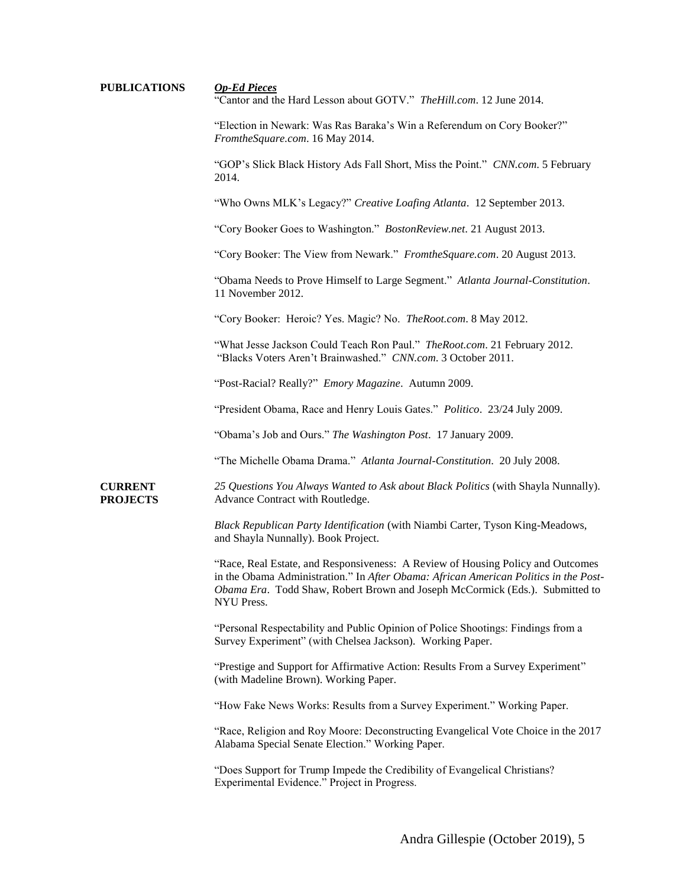## PUBLICATIONS

***Op-Ed Pieces***

"Cantor and the Hard Lesson about GOTV." *TheHill.com*. 12 June 2014.

"Election in Newark: Was Ras Baraka's Win a Referendum on Cory Booker?" *FromtheSquare.com*. 16 May 2014.

"GOP's Slick Black History Ads Fall Short, Miss the Point." *CNN.com*. 5 February 2014.

"Who Owns MLK's Legacy?" *Creative Loafing Atlanta*. 12 September 2013.

"Cory Booker Goes to Washington." *BostonReview.net*. 21 August 2013.

"Cory Booker: The View from Newark." *FromtheSquare.com*. 20 August 2013.

"Obama Needs to Prove Himself to Large Segment." *Atlanta Journal-Constitution*. 11 November 2012.

"Cory Booker: Heroic? Yes. Magic? No. *TheRoot.com*. 8 May 2012.

"What Jesse Jackson Could Teach Ron Paul." *TheRoot.com*. 21 February 2012.
"Blacks Voters Aren't Brainwashed." *CNN.com*. 3 October 2011.

"Post-Racial? Really?" *Emory Magazine*. Autumn 2009.

"President Obama, Race and Henry Louis Gates." *Politico*. 23/24 July 2009.

"Obama's Job and Ours." *The Washington Post*. 17 January 2009.

"The Michelle Obama Drama." *Atlanta Journal-Constitution*. 20 July 2008.

## CURRENT PROJECTS

*25 Questions You Always Wanted to Ask about Black Politics* (with Shayla Nunnally). Advance Contract with Routledge.

*Black Republican Party Identification* (with Niambi Carter, Tyson King-Meadows, and Shayla Nunnally). Book Project.

"Race, Real Estate, and Responsiveness: A Review of Housing Policy and Outcomes in the Obama Administration." In *After Obama: African American Politics in the Post-Obama Era*. Todd Shaw, Robert Brown and Joseph McCormick (Eds.). Submitted to NYU Press.

"Personal Respectability and Public Opinion of Police Shootings: Findings from a Survey Experiment" (with Chelsea Jackson). Working Paper.

"Prestige and Support for Affirmative Action: Results From a Survey Experiment" (with Madeline Brown). Working Paper.

"How Fake News Works: Results from a Survey Experiment." Working Paper.

"Race, Religion and Roy Moore: Deconstructing Evangelical Vote Choice in the 2017 Alabama Special Senate Election." Working Paper.

"Does Support for Trump Impede the Credibility of Evangelical Christians? Experimental Evidence." Project in Progress.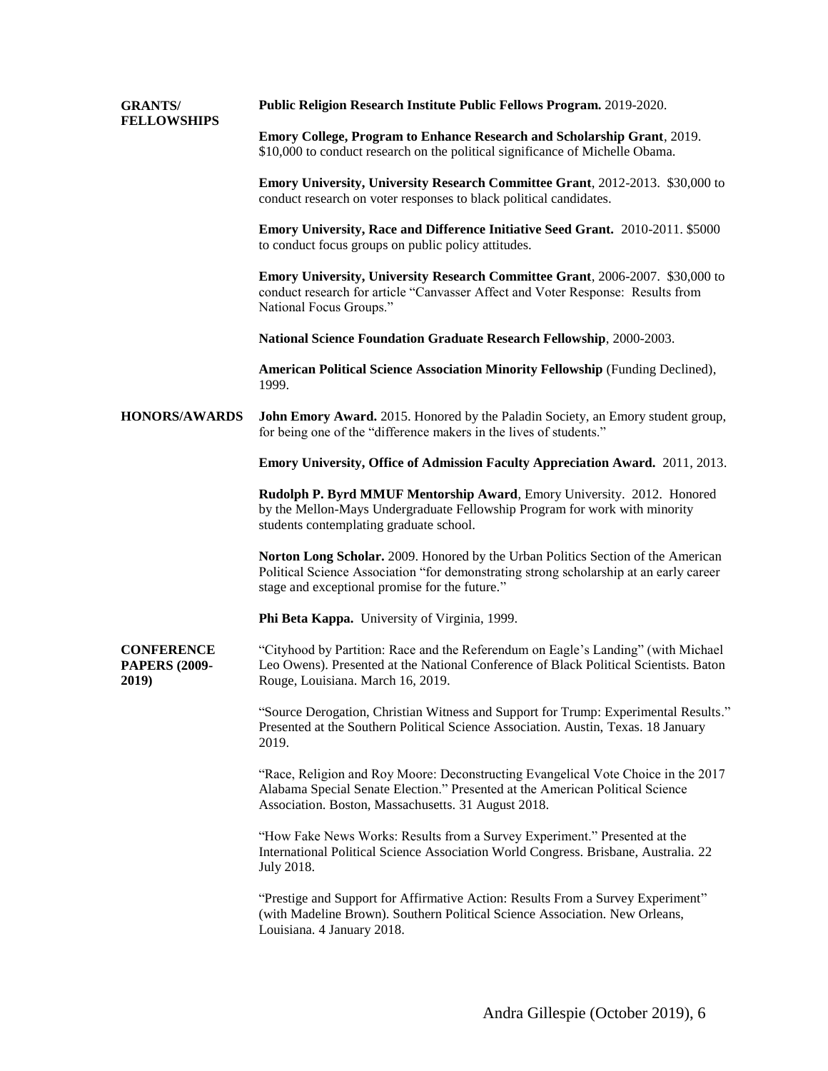## GRANTS/ FELLOWSHIPS

**Public Religion Research Institute Public Fellows Program.** 2019-2020.

**Emory College, Program to Enhance Research and Scholarship Grant**, 2019. $10,000 to conduct research on the political significance of Michelle Obama.

**Emory University, University Research Committee Grant**, 2012-2013. $30,000 to conduct research on voter responses to black political candidates.

**Emory University, Race and Difference Initiative Seed Grant.** 2010-2011. $5000 to conduct focus groups on public policy attitudes.

**Emory University, University Research Committee Grant**, 2006-2007. $30,000 to conduct research for article "Canvasser Affect and Voter Response: Results from National Focus Groups."

**National Science Foundation Graduate Research Fellowship**, 2000-2003.

**American Political Science Association Minority Fellowship** (Funding Declined), 1999.

## HONORS/AWARDS

**John Emory Award.** 2015. Honored by the Paladin Society, an Emory student group, for being one of the "difference makers in the lives of students."

**Emory University, Office of Admission Faculty Appreciation Award.** 2011, 2013.

**Rudolph P. Byrd MMUF Mentorship Award**, Emory University. 2012. Honored by the Mellon-Mays Undergraduate Fellowship Program for work with minority students contemplating graduate school.

**Norton Long Scholar.** 2009. Honored by the Urban Politics Section of the American Political Science Association "for demonstrating strong scholarship at an early career stage and exceptional promise for the future."

**Phi Beta Kappa.** University of Virginia, 1999.

## CONFERENCE PAPERS (2009-2019)

"Cityhood by Partition: Race and the Referendum on Eagle's Landing" (with Michael Leo Owens). Presented at the National Conference of Black Political Scientists. Baton Rouge, Louisiana. March 16, 2019.

"Source Derogation, Christian Witness and Support for Trump: Experimental Results." Presented at the Southern Political Science Association. Austin, Texas. 18 January 2019.

"Race, Religion and Roy Moore: Deconstructing Evangelical Vote Choice in the 2017 Alabama Special Senate Election." Presented at the American Political Science Association. Boston, Massachusetts. 31 August 2018.

"How Fake News Works: Results from a Survey Experiment." Presented at the International Political Science Association World Congress. Brisbane, Australia. 22 July 2018.

"Prestige and Support for Affirmative Action: Results From a Survey Experiment" (with Madeline Brown). Southern Political Science Association. New Orleans, Louisiana. 4 January 2018.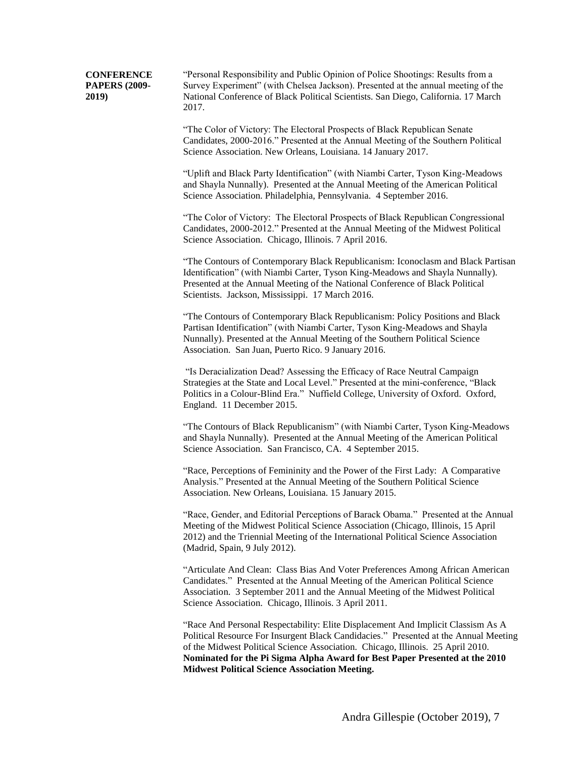**CONFERENCE PAPERS (2009-2019)**

"Personal Responsibility and Public Opinion of Police Shootings: Results from a Survey Experiment" (with Chelsea Jackson). Presented at the annual meeting of the National Conference of Black Political Scientists. San Diego, California. 17 March 2017.

"The Color of Victory: The Electoral Prospects of Black Republican Senate Candidates, 2000-2016." Presented at the Annual Meeting of the Southern Political Science Association. New Orleans, Louisiana. 14 January 2017.

"Uplift and Black Party Identification" (with Niambi Carter, Tyson King-Meadows and Shayla Nunnally). Presented at the Annual Meeting of the American Political Science Association. Philadelphia, Pennsylvania. 4 September 2016.

"The Color of Victory: The Electoral Prospects of Black Republican Congressional Candidates, 2000-2012." Presented at the Annual Meeting of the Midwest Political Science Association. Chicago, Illinois. 7 April 2016.

"The Contours of Contemporary Black Republicanism: Iconoclasm and Black Partisan Identification" (with Niambi Carter, Tyson King-Meadows and Shayla Nunnally). Presented at the Annual Meeting of the National Conference of Black Political Scientists. Jackson, Mississippi. 17 March 2016.

"The Contours of Contemporary Black Republicanism: Policy Positions and Black Partisan Identification" (with Niambi Carter, Tyson King-Meadows and Shayla Nunnally). Presented at the Annual Meeting of the Southern Political Science Association. San Juan, Puerto Rico. 9 January 2016.

"Is Deracialization Dead? Assessing the Efficacy of Race Neutral Campaign Strategies at the State and Local Level." Presented at the mini-conference, "Black Politics in a Colour-Blind Era." Nuffield College, University of Oxford. Oxford, England. 11 December 2015.

"The Contours of Black Republicanism" (with Niambi Carter, Tyson King-Meadows and Shayla Nunnally). Presented at the Annual Meeting of the American Political Science Association. San Francisco, CA. 4 September 2015.

"Race, Perceptions of Femininity and the Power of the First Lady: A Comparative Analysis." Presented at the Annual Meeting of the Southern Political Science Association. New Orleans, Louisiana. 15 January 2015.

"Race, Gender, and Editorial Perceptions of Barack Obama." Presented at the Annual Meeting of the Midwest Political Science Association (Chicago, Illinois, 15 April 2012) and the Triennial Meeting of the International Political Science Association (Madrid, Spain, 9 July 2012).

"Articulate And Clean: Class Bias And Voter Preferences Among African American Candidates." Presented at the Annual Meeting of the American Political Science Association. 3 September 2011 and the Annual Meeting of the Midwest Political Science Association. Chicago, Illinois. 3 April 2011.

"Race And Personal Respectability: Elite Displacement And Implicit Classism As A Political Resource For Insurgent Black Candidacies." Presented at the Annual Meeting of the Midwest Political Science Association. Chicago, Illinois. 25 April 2010. **Nominated for the Pi Sigma Alpha Award for Best Paper Presented at the 2010 Midwest Political Science Association Meeting.**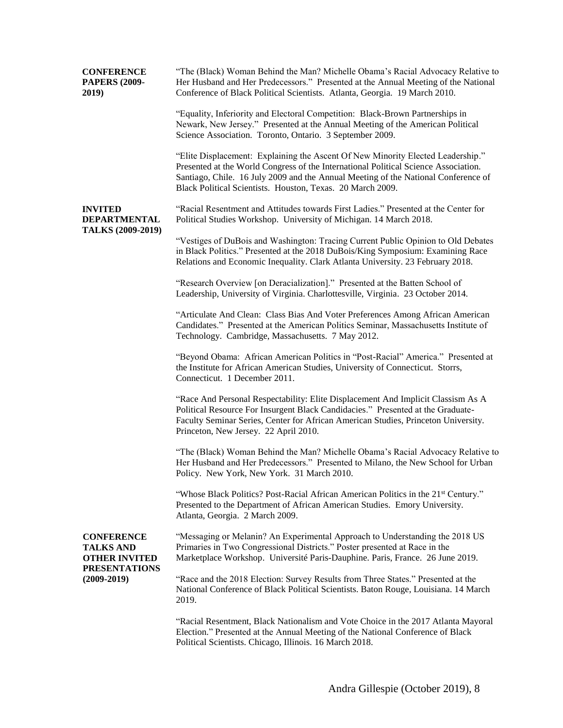**CONFERENCE PAPERS (2009-2019)**

"The (Black) Woman Behind the Man? Michelle Obama's Racial Advocacy Relative to Her Husband and Her Predecessors." Presented at the Annual Meeting of the National Conference of Black Political Scientists. Atlanta, Georgia. 19 March 2010.

"Equality, Inferiority and Electoral Competition: Black-Brown Partnerships in Newark, New Jersey." Presented at the Annual Meeting of the American Political Science Association. Toronto, Ontario. 3 September 2009.

"Elite Displacement: Explaining the Ascent Of New Minority Elected Leadership." Presented at the World Congress of the International Political Science Association. Santiago, Chile. 16 July 2009 and the Annual Meeting of the National Conference of Black Political Scientists. Houston, Texas. 20 March 2009.

**INVITED DEPARTMENTAL TALKS (2009-2019)**

"Racial Resentment and Attitudes towards First Ladies." Presented at the Center for Political Studies Workshop. University of Michigan. 14 March 2018.

"Vestiges of DuBois and Washington: Tracing Current Public Opinion to Old Debates in Black Politics." Presented at the 2018 DuBois/King Symposium: Examining Race Relations and Economic Inequality. Clark Atlanta University. 23 February 2018.

"Research Overview [on Deracialization]." Presented at the Batten School of Leadership, University of Virginia. Charlottesville, Virginia. 23 October 2014.

"Articulate And Clean: Class Bias And Voter Preferences Among African American Candidates." Presented at the American Politics Seminar, Massachusetts Institute of Technology. Cambridge, Massachusetts. 7 May 2012.

"Beyond Obama: African American Politics in "Post-Racial" America." Presented at the Institute for African American Studies, University of Connecticut. Storrs, Connecticut. 1 December 2011.

"Race And Personal Respectability: Elite Displacement And Implicit Classism As A Political Resource For Insurgent Black Candidacies." Presented at the Graduate-Faculty Seminar Series, Center for African American Studies, Princeton University. Princeton, New Jersey. 22 April 2010.

"The (Black) Woman Behind the Man? Michelle Obama's Racial Advocacy Relative to Her Husband and Her Predecessors." Presented to Milano, the New School for Urban Policy. New York, New York. 31 March 2010.

"Whose Black Politics? Post-Racial African American Politics in the 21st Century." Presented to the Department of African American Studies. Emory University. Atlanta, Georgia. 2 March 2009.

**CONFERENCE TALKS AND OTHER INVITED PRESENTATIONS (2009-2019)**

"Messaging or Melanin? An Experimental Approach to Understanding the 2018 US Primaries in Two Congressional Districts." Poster presented at Race in the Marketplace Workshop. Université Paris-Dauphine. Paris, France. 26 June 2019.

"Race and the 2018 Election: Survey Results from Three States." Presented at the National Conference of Black Political Scientists. Baton Rouge, Louisiana. 14 March 2019.

"Racial Resentment, Black Nationalism and Vote Choice in the 2017 Atlanta Mayoral Election." Presented at the Annual Meeting of the National Conference of Black Political Scientists. Chicago, Illinois. 16 March 2018.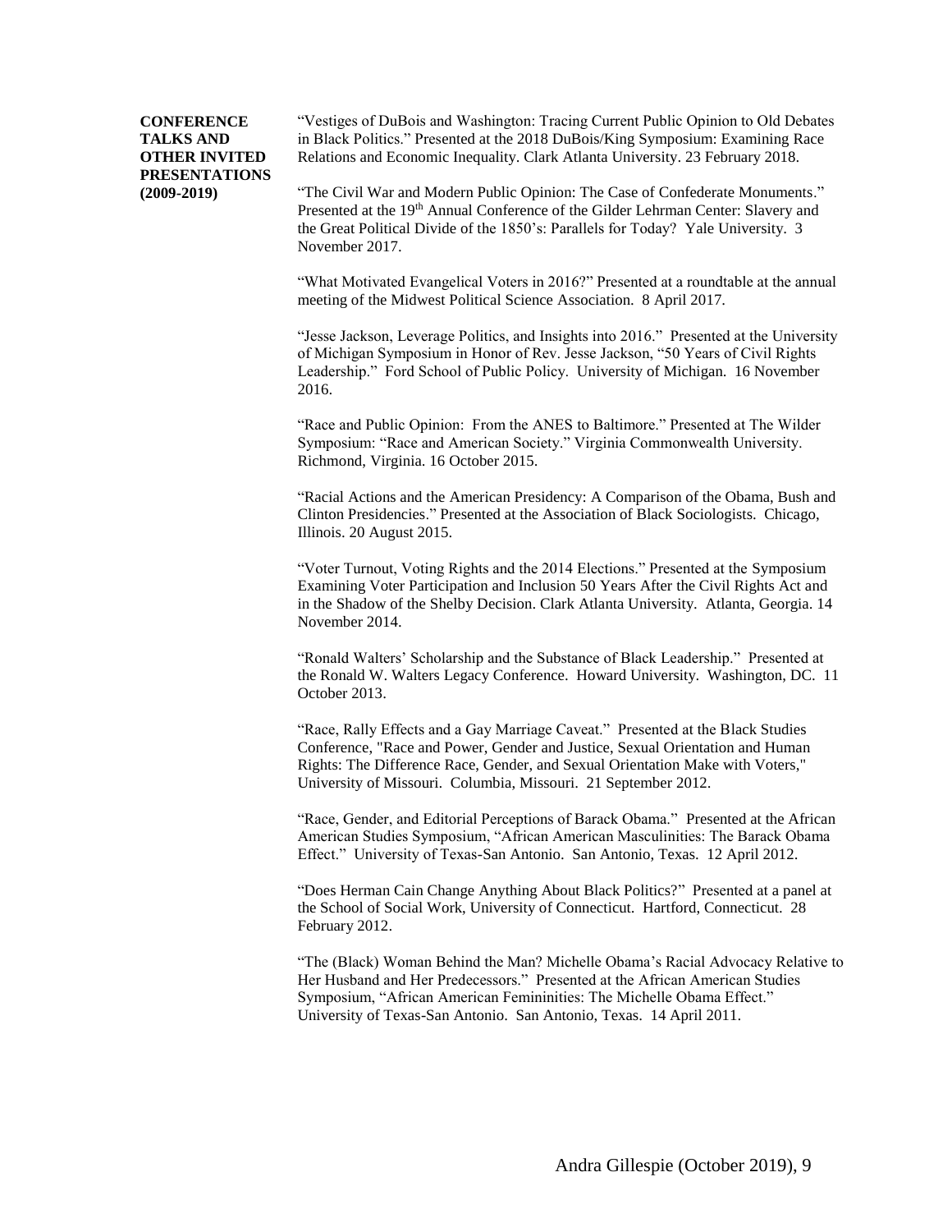**CONFERENCE TALKS AND OTHER INVITED PRESENTATIONS (2009-2019)**

"Vestiges of DuBois and Washington: Tracing Current Public Opinion to Old Debates in Black Politics." Presented at the 2018 DuBois/King Symposium: Examining Race Relations and Economic Inequality. Clark Atlanta University. 23 February 2018.

"The Civil War and Modern Public Opinion: The Case of Confederate Monuments." Presented at the 19th Annual Conference of the Gilder Lehrman Center: Slavery and the Great Political Divide of the 1850's: Parallels for Today? Yale University. 3 November 2017.

"What Motivated Evangelical Voters in 2016?" Presented at a roundtable at the annual meeting of the Midwest Political Science Association. 8 April 2017.

"Jesse Jackson, Leverage Politics, and Insights into 2016." Presented at the University of Michigan Symposium in Honor of Rev. Jesse Jackson, "50 Years of Civil Rights Leadership." Ford School of Public Policy. University of Michigan. 16 November 2016.

"Race and Public Opinion: From the ANES to Baltimore." Presented at The Wilder Symposium: "Race and American Society." Virginia Commonwealth University. Richmond, Virginia. 16 October 2015.

"Racial Actions and the American Presidency: A Comparison of the Obama, Bush and Clinton Presidencies." Presented at the Association of Black Sociologists. Chicago, Illinois. 20 August 2015.

"Voter Turnout, Voting Rights and the 2014 Elections." Presented at the Symposium Examining Voter Participation and Inclusion 50 Years After the Civil Rights Act and in the Shadow of the Shelby Decision. Clark Atlanta University. Atlanta, Georgia. 14 November 2014.

"Ronald Walters' Scholarship and the Substance of Black Leadership." Presented at the Ronald W. Walters Legacy Conference. Howard University. Washington, DC. 11 October 2013.

"Race, Rally Effects and a Gay Marriage Caveat." Presented at the Black Studies Conference, "Race and Power, Gender and Justice, Sexual Orientation and Human Rights: The Difference Race, Gender, and Sexual Orientation Make with Voters," University of Missouri. Columbia, Missouri. 21 September 2012.

"Race, Gender, and Editorial Perceptions of Barack Obama." Presented at the African American Studies Symposium, "African American Masculinities: The Barack Obama Effect." University of Texas-San Antonio. San Antonio, Texas. 12 April 2012.

"Does Herman Cain Change Anything About Black Politics?" Presented at a panel at the School of Social Work, University of Connecticut. Hartford, Connecticut. 28 February 2012.

"The (Black) Woman Behind the Man? Michelle Obama's Racial Advocacy Relative to Her Husband and Her Predecessors." Presented at the African American Studies Symposium, "African American Femininities: The Michelle Obama Effect." University of Texas-San Antonio. San Antonio, Texas. 14 April 2011.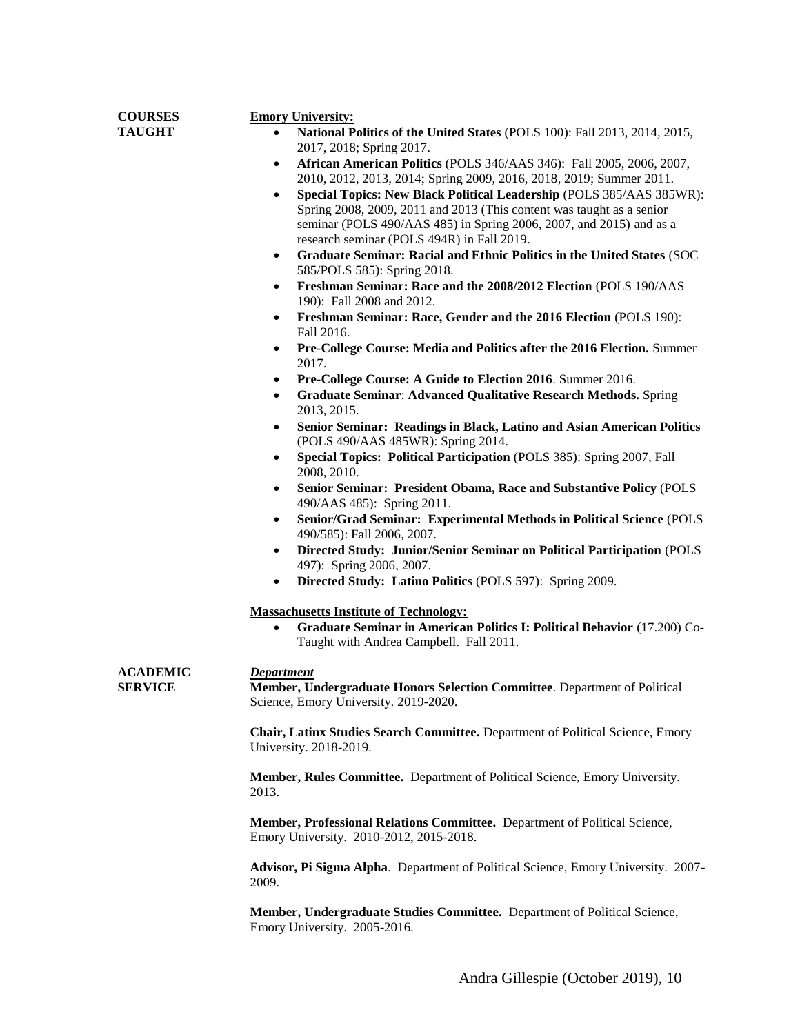## COURSES TAUGHT

**Emory University:**

- **National Politics of the United States** (POLS 100): Fall 2013, 2014, 2015, 2017, 2018; Spring 2017.
- **African American Politics** (POLS 346/AAS 346): Fall 2005, 2006, 2007, 2010, 2012, 2013, 2014; Spring 2009, 2016, 2018, 2019; Summer 2011.
- **Special Topics: New Black Political Leadership** (POLS 385/AAS 385WR): Spring 2008, 2009, 2011 and 2013 (This content was taught as a senior seminar (POLS 490/AAS 485) in Spring 2006, 2007, and 2015) and as a research seminar (POLS 494R) in Fall 2019.
- **Graduate Seminar: Racial and Ethnic Politics in the United States** (SOC 585/POLS 585): Spring 2018.
- **Freshman Seminar: Race and the 2008/2012 Election** (POLS 190/AAS 190): Fall 2008 and 2012.
- **Freshman Seminar: Race, Gender and the 2016 Election** (POLS 190): Fall 2016.
- **Pre-College Course: Media and Politics after the 2016 Election.** Summer 2017.
- **Pre-College Course: A Guide to Election 2016**. Summer 2016.
- **Graduate Seminar**: **Advanced Qualitative Research Methods.** Spring 2013, 2015.
- **Senior Seminar: Readings in Black, Latino and Asian American Politics** (POLS 490/AAS 485WR): Spring 2014.
- **Special Topics: Political Participation** (POLS 385): Spring 2007, Fall 2008, 2010.
- **Senior Seminar: President Obama, Race and Substantive Policy** (POLS 490/AAS 485): Spring 2011.
- **Senior/Grad Seminar: Experimental Methods in Political Science** (POLS 490/585): Fall 2006, 2007.
- **Directed Study: Junior/Senior Seminar on Political Participation** (POLS 497): Spring 2006, 2007.
- **Directed Study: Latino Politics** (POLS 597): Spring 2009.

**Massachusetts Institute of Technology:**

- **Graduate Seminar in American Politics I: Political Behavior** (17.200) Co-Taught with Andrea Campbell. Fall 2011.

## ACADEMIC SERVICE

***Department***

**Member, Undergraduate Honors Selection Committee**. Department of Political Science, Emory University. 2019-2020.

**Chair, Latinx Studies Search Committee.** Department of Political Science, Emory University. 2018-2019.

**Member, Rules Committee.** Department of Political Science, Emory University. 2013.

**Member, Professional Relations Committee.** Department of Political Science, Emory University. 2010-2012, 2015-2018.

**Advisor, Pi Sigma Alpha**. Department of Political Science, Emory University. 2007-2009.

**Member, Undergraduate Studies Committee.** Department of Political Science, Emory University. 2005-2016.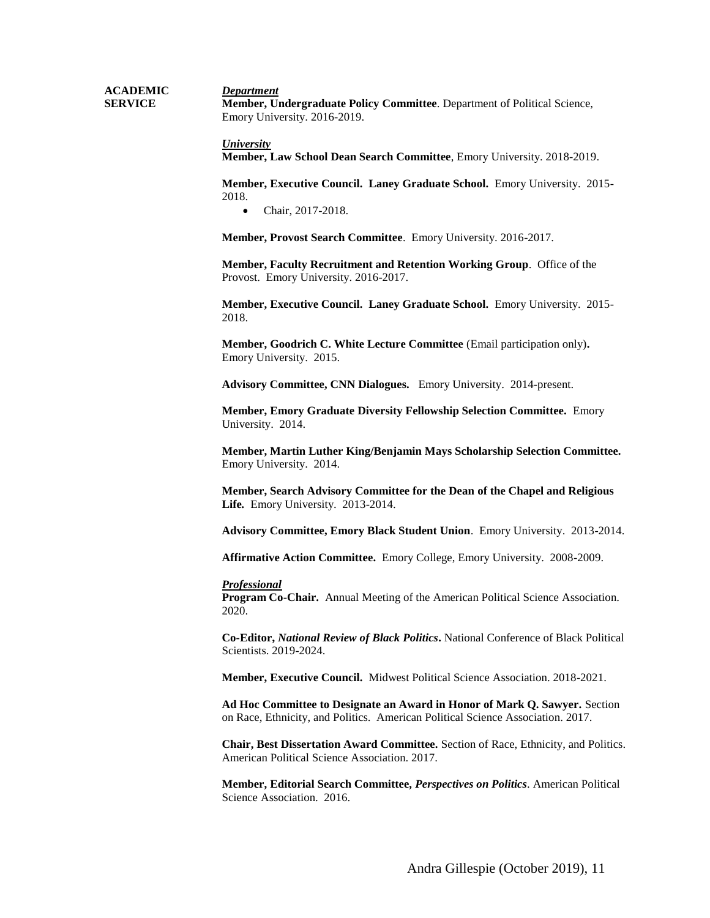**ACADEMIC SERVICE**

***Department***

**Member, Undergraduate Policy Committee**. Department of Political Science, Emory University. 2016-2019.

***University***

**Member, Law School Dean Search Committee**, Emory University. 2018-2019.

**Member, Executive Council. Laney Graduate School.** Emory University. 2015-2018.

- Chair, 2017-2018.

**Member, Provost Search Committee**. Emory University. 2016-2017.

**Member, Faculty Recruitment and Retention Working Group**. Office of the Provost. Emory University. 2016-2017.

**Member, Executive Council. Laney Graduate School.** Emory University. 2015-2018.

**Member, Goodrich C. White Lecture Committee** (Email participation only)**.** Emory University. 2015.

**Advisory Committee, CNN Dialogues.** Emory University. 2014-present.

**Member, Emory Graduate Diversity Fellowship Selection Committee.** Emory University. 2014.

**Member, Martin Luther King/Benjamin Mays Scholarship Selection Committee.** Emory University. 2014.

**Member, Search Advisory Committee for the Dean of the Chapel and Religious Life.** Emory University. 2013-2014.

**Advisory Committee, Emory Black Student Union**. Emory University. 2013-2014.

**Affirmative Action Committee.** Emory College, Emory University. 2008-2009.

***Professional***

**Program Co-Chair.** Annual Meeting of the American Political Science Association. 2020.

**Co-Editor,** ***National Review of Black Politics*****.** National Conference of Black Political Scientists. 2019-2024.

**Member, Executive Council.** Midwest Political Science Association. 2018-2021.

**Ad Hoc Committee to Designate an Award in Honor of Mark Q. Sawyer.** Section on Race, Ethnicity, and Politics. American Political Science Association. 2017.

**Chair, Best Dissertation Award Committee.** Section of Race, Ethnicity, and Politics. American Political Science Association. 2017.

**Member, Editorial Search Committee,** ***Perspectives on Politics***. American Political Science Association. 2016.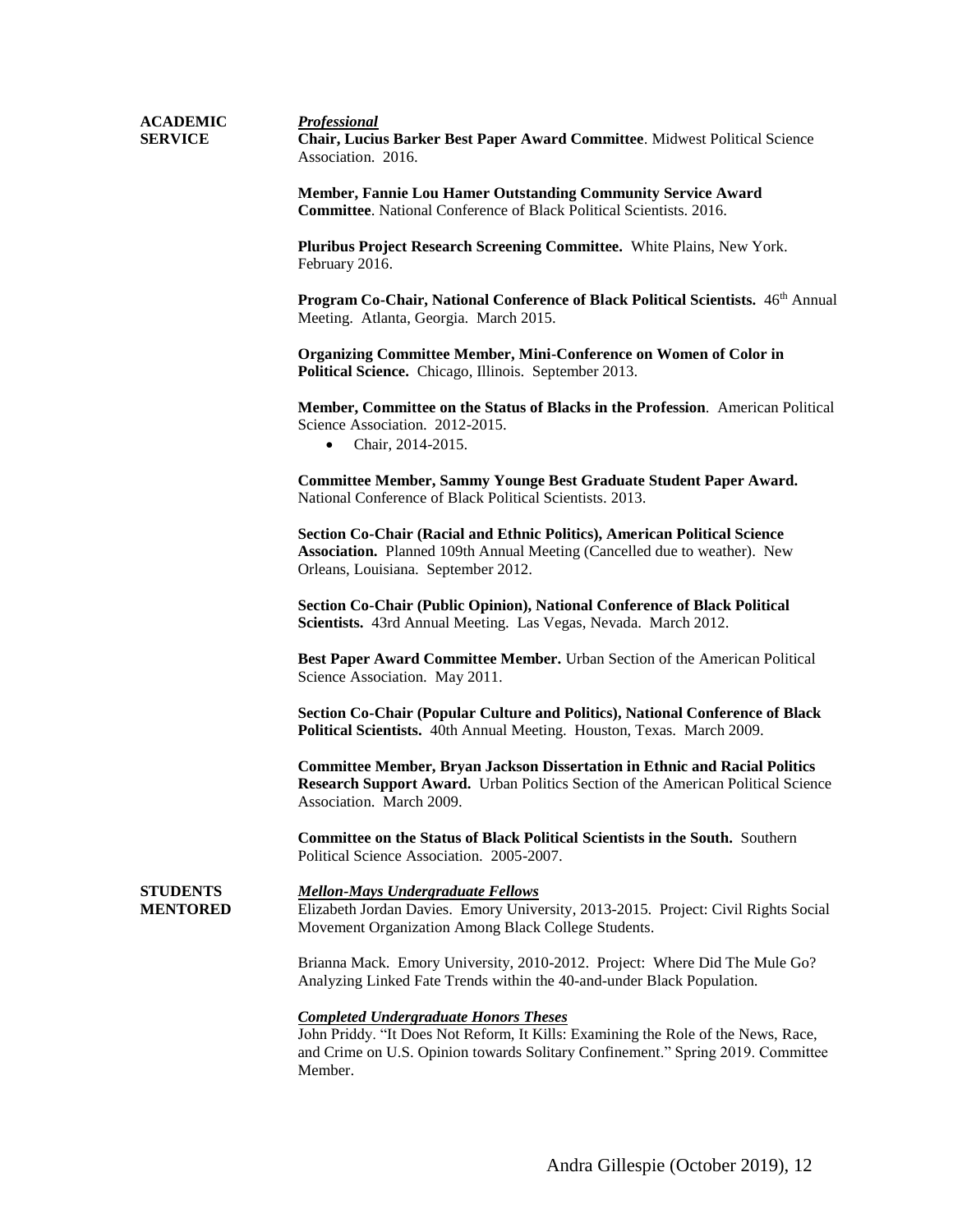## ACADEMIC SERVICE

***Professional***

**Chair, Lucius Barker Best Paper Award Committee**. Midwest Political Science Association. 2016.

**Member, Fannie Lou Hamer Outstanding Community Service Award Committee**. National Conference of Black Political Scientists. 2016.

**Pluribus Project Research Screening Committee.** White Plains, New York. February 2016.

**Program Co-Chair, National Conference of Black Political Scientists.** 46th Annual Meeting. Atlanta, Georgia. March 2015.

**Organizing Committee Member, Mini-Conference on Women of Color in Political Science.** Chicago, Illinois. September 2013.

**Member, Committee on the Status of Blacks in the Profession**. American Political Science Association. 2012-2015.

- Chair, 2014-2015.

**Committee Member, Sammy Younge Best Graduate Student Paper Award.** National Conference of Black Political Scientists. 2013.

**Section Co-Chair (Racial and Ethnic Politics), American Political Science Association.** Planned 109th Annual Meeting (Cancelled due to weather). New Orleans, Louisiana. September 2012.

**Section Co-Chair (Public Opinion), National Conference of Black Political Scientists.** 43rd Annual Meeting. Las Vegas, Nevada. March 2012.

**Best Paper Award Committee Member.** Urban Section of the American Political Science Association. May 2011.

**Section Co-Chair (Popular Culture and Politics), National Conference of Black Political Scientists.** 40th Annual Meeting. Houston, Texas. March 2009.

**Committee Member, Bryan Jackson Dissertation in Ethnic and Racial Politics Research Support Award.** Urban Politics Section of the American Political Science Association. March 2009.

**Committee on the Status of Black Political Scientists in the South.** Southern Political Science Association. 2005-2007.

## STUDENTS MENTORED

***Mellon-Mays Undergraduate Fellows***

Elizabeth Jordan Davies. Emory University, 2013-2015. Project: Civil Rights Social Movement Organization Among Black College Students.

Brianna Mack. Emory University, 2010-2012. Project: Where Did The Mule Go? Analyzing Linked Fate Trends within the 40-and-under Black Population.

***Completed Undergraduate Honors Theses***

John Priddy. "It Does Not Reform, It Kills: Examining the Role of the News, Race, and Crime on U.S. Opinion towards Solitary Confinement." Spring 2019. Committee Member.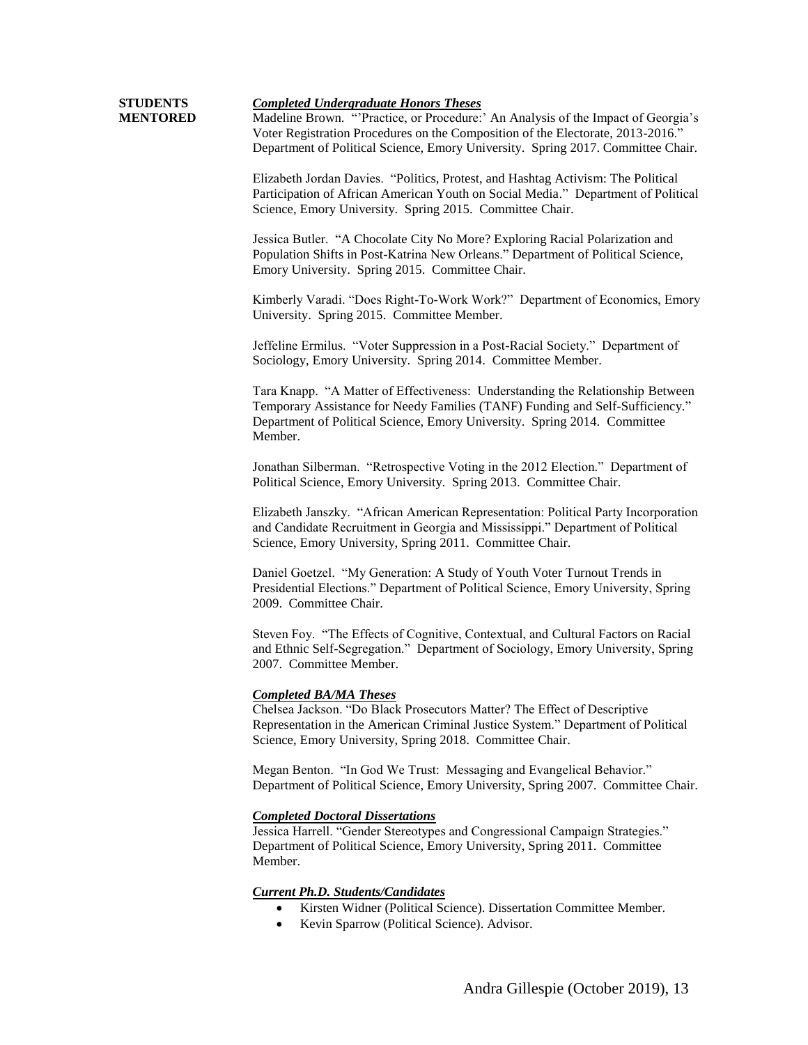## STUDENTS MENTORED

***Completed Undergraduate Honors Theses***

Madeline Brown. "'Practice, or Procedure:' An Analysis of the Impact of Georgia's Voter Registration Procedures on the Composition of the Electorate, 2013-2016." Department of Political Science, Emory University. Spring 2017. Committee Chair.

Elizabeth Jordan Davies. "Politics, Protest, and Hashtag Activism: The Political Participation of African American Youth on Social Media." Department of Political Science, Emory University. Spring 2015. Committee Chair.

Jessica Butler. "A Chocolate City No More? Exploring Racial Polarization and Population Shifts in Post-Katrina New Orleans." Department of Political Science, Emory University. Spring 2015. Committee Chair.

Kimberly Varadi. "Does Right-To-Work Work?" Department of Economics, Emory University. Spring 2015. Committee Member.

Jeffeline Ermilus. "Voter Suppression in a Post-Racial Society." Department of Sociology, Emory University. Spring 2014. Committee Member.

Tara Knapp. "A Matter of Effectiveness: Understanding the Relationship Between Temporary Assistance for Needy Families (TANF) Funding and Self-Sufficiency." Department of Political Science, Emory University. Spring 2014. Committee Member.

Jonathan Silberman. "Retrospective Voting in the 2012 Election." Department of Political Science, Emory University. Spring 2013. Committee Chair.

Elizabeth Janszky. "African American Representation: Political Party Incorporation and Candidate Recruitment in Georgia and Mississippi." Department of Political Science, Emory University, Spring 2011. Committee Chair.

Daniel Goetzel. "My Generation: A Study of Youth Voter Turnout Trends in Presidential Elections." Department of Political Science, Emory University, Spring 2009. Committee Chair.

Steven Foy. "The Effects of Cognitive, Contextual, and Cultural Factors on Racial and Ethnic Self-Segregation." Department of Sociology, Emory University, Spring 2007. Committee Member.

***Completed BA/MA Theses***

Chelsea Jackson. "Do Black Prosecutors Matter? The Effect of Descriptive Representation in the American Criminal Justice System." Department of Political Science, Emory University, Spring 2018. Committee Chair.

Megan Benton. "In God We Trust: Messaging and Evangelical Behavior." Department of Political Science, Emory University, Spring 2007. Committee Chair.

***Completed Doctoral Dissertations***

Jessica Harrell. "Gender Stereotypes and Congressional Campaign Strategies." Department of Political Science, Emory University, Spring 2011. Committee Member.

***Current Ph.D. Students/Candidates***

- Kirsten Widner (Political Science). Dissertation Committee Member.
- Kevin Sparrow (Political Science). Advisor.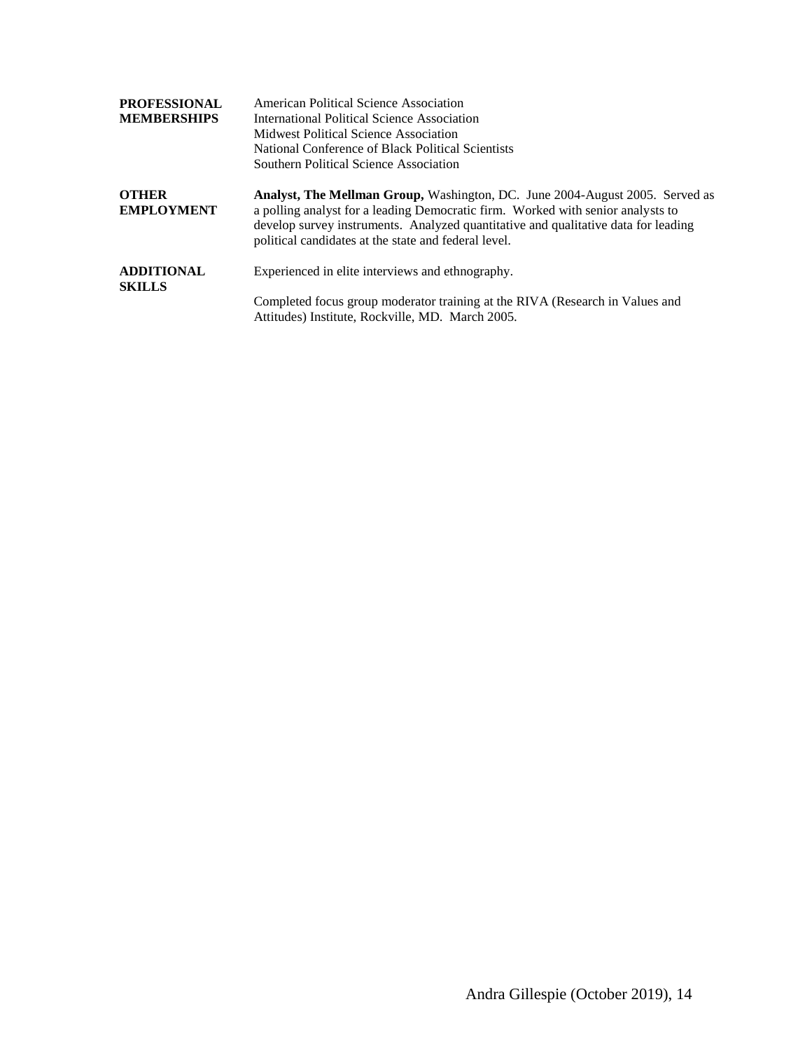**PROFESSIONAL MEMBERSHIPS**

American Political Science Association
International Political Science Association
Midwest Political Science Association
National Conference of Black Political Scientists
Southern Political Science Association

**OTHER EMPLOYMENT**

**Analyst, The Mellman Group,** Washington, DC. June 2004-August 2005. Served as a polling analyst for a leading Democratic firm. Worked with senior analysts to develop survey instruments. Analyzed quantitative and qualitative data for leading political candidates at the state and federal level.

**ADDITIONAL SKILLS**

Experienced in elite interviews and ethnography.

Completed focus group moderator training at the RIVA (Research in Values and Attitudes) Institute, Rockville, MD. March 2005.